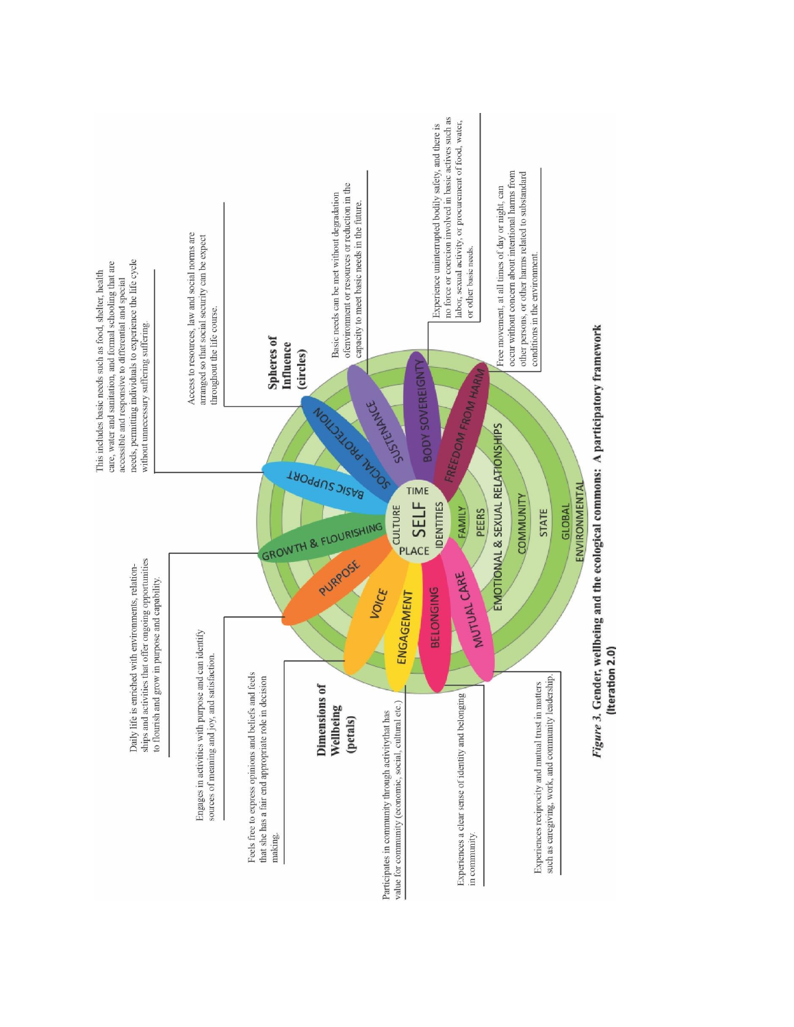**Dimensions of Wellbeing (petals)**

- **Growth & Flourishing:** Daily life is enriched with environments, relationships and activities that offer ongoing opportunities to flourish and grow in purpose and capability.
- **Purpose:** Engages in activities with purpose and can identify sources of meaning and joy, and satisfaction.
- **Voice:** Feels free to express opinions and beliefs and feels that she has a fair end appropriate role in decision making.
- **Engagement:** Participates in community through activitythat has value for community (economic, social, cultural etc.)
- **Belonging:** Experiences a clear sense of identity and belonging in community.
- **Mutual Care:** Experiences reciprocity and mutual trust in matters such as caregiving, work, and community leadership.
- **Basic Support:** This includes basic needs such as food, shelter, health care, water and sanitation, and formal schooling that are accessible and responsive to differential and special needs, permitting individuals to experience the life cycle without unnecessary suffering.
- **Social Protection:** Access to resources, law and social norms are arranged so that social security can be expect throughout the life course.
- **Sustenance:** Basic needs can be met without degradation ofenvironment or resources or reduction in the capacity to meet basic needs in the future.
- **Body Sovereignty:** Experience uninterrupted bodily safety, and there is no force or coercion involved in basic actives such as labor, sexual activity, or procurement of food, water, or other basic needs.
- **Freedom from Harm:** Free movement, at all times of day or night, can occur without concern about intentional harms from other persons, or other harms related to substandard conditions in the environment.

**Spheres of Influence (circles)**

SELF (Culture, Time, Place, Identities) — Family — Peers — Emotional & Sexual Relationships — Community — State — Global — Environmental

*Figure 3.* **Gender, wellbeing and the ecological commons: A participatory framework (Iteration 2.0)**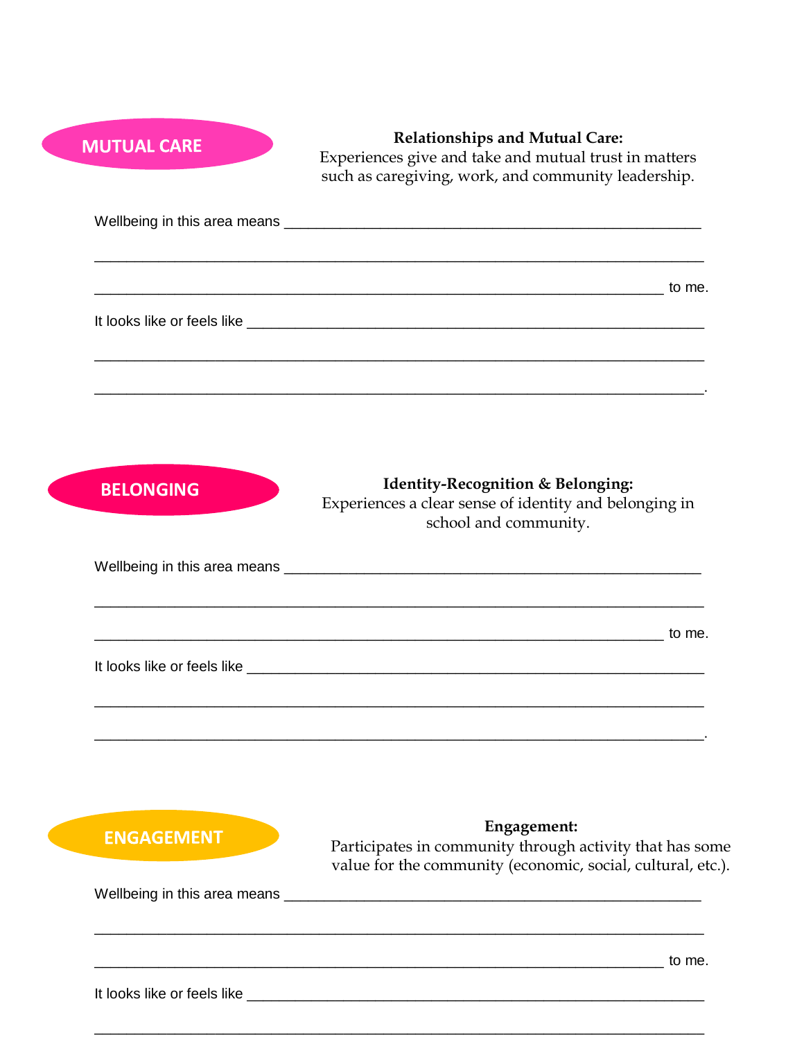## MUTUAL CARE

**Relationships and Mutual Care:**
Experiences give and take and mutual trust in matters such as caregiving, work, and community leadership.

Wellbeing in this area means ______________________________________________

__________________________________________________________________

____________________________________________________________ to me.

It looks like or feels like ___________________________________________________

__________________________________________________________________

__________________________________________________________________.

## BELONGING

**Identity-Recognition & Belonging:**
Experiences a clear sense of identity and belonging in school and community.

Wellbeing in this area means ______________________________________________

__________________________________________________________________

____________________________________________________________ to me.

It looks like or feels like ___________________________________________________

__________________________________________________________________

__________________________________________________________________.

## ENGAGEMENT

**Engagement:**
Participates in community through activity that has some value for the community (economic, social, cultural, etc.).

Wellbeing in this area means ______________________________________________

__________________________________________________________________

____________________________________________________________ to me.

It looks like or feels like ___________________________________________________

__________________________________________________________________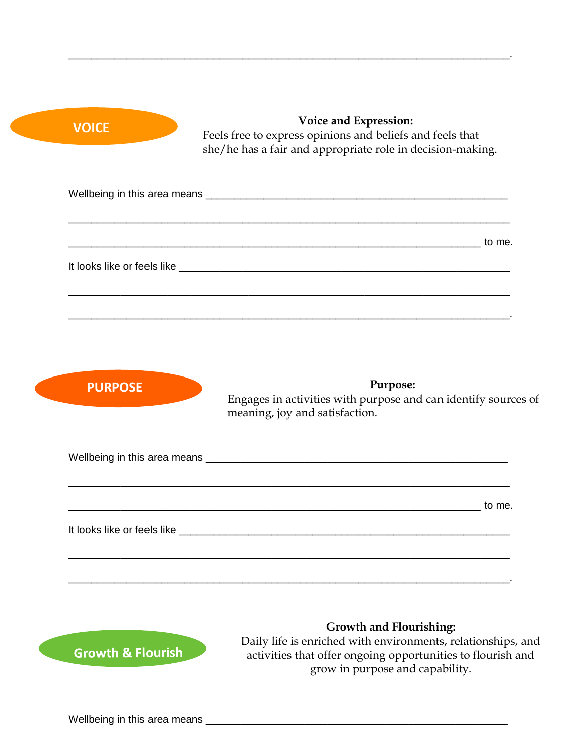______________________________________________________________________.

**VOICE**

**Voice and Expression:**
Feels free to express opinions and beliefs and feels that she/he has a fair and appropriate role in decision-making.

Wellbeing in this area means ______________________________________________

______________________________________________________________________

_________________________________________________________________ to me.

It looks like or feels like ________________________________________________

______________________________________________________________________

______________________________________________________________________.

**PURPOSE**

**Purpose:**
Engages in activities with purpose and can identify sources of meaning, joy and satisfaction.

Wellbeing in this area means ______________________________________________

______________________________________________________________________

_________________________________________________________________ to me.

It looks like or feels like ________________________________________________

______________________________________________________________________

______________________________________________________________________.

**Growth & Flourish**

**Growth and Flourishing:**
Daily life is enriched with environments, relationships, and activities that offer ongoing opportunities to flourish and grow in purpose and capability.

Wellbeing in this area means ______________________________________________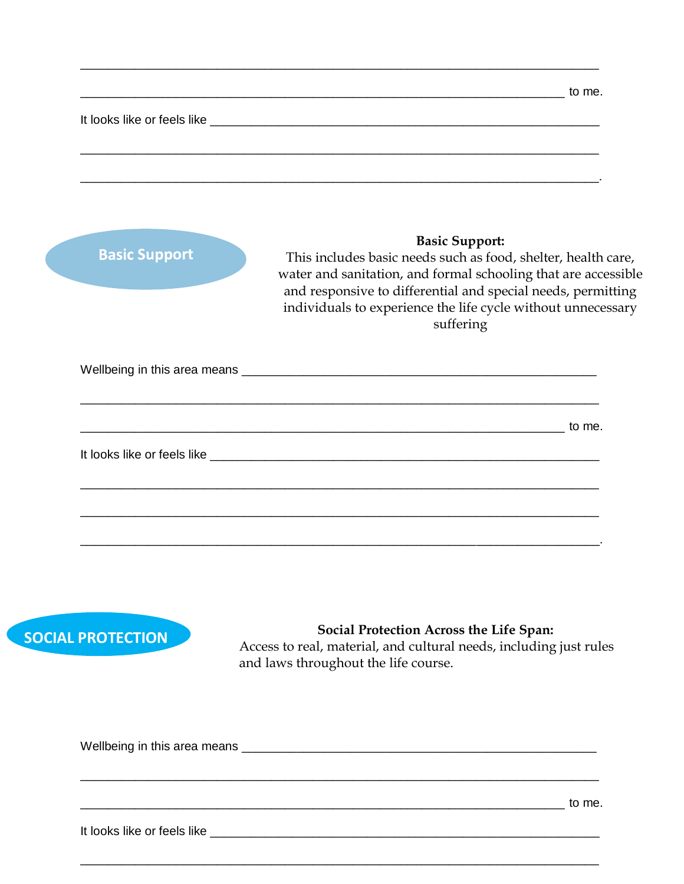______________________________________________________________________

_________________________________________________________________ to me.

It looks like or feels like ___________________________________________________

______________________________________________________________________

______________________________________________________________________.

Basic Support

**Basic Support:**
This includes basic needs such as food, shelter, health care, water and sanitation, and formal schooling that are accessible and responsive to differential and special needs, permitting individuals to experience the life cycle without unnecessary suffering

Wellbeing in this area means _____________________________________________

______________________________________________________________________

_________________________________________________________________ to me.

It looks like or feels like ___________________________________________________

______________________________________________________________________

______________________________________________________________________

______________________________________________________________________.

SOCIAL PROTECTION

**Social Protection Across the Life Span:**
Access to real, material, and cultural needs, including just rules and laws throughout the life course.

Wellbeing in this area means _____________________________________________

______________________________________________________________________

_________________________________________________________________ to me.

It looks like or feels like ___________________________________________________

______________________________________________________________________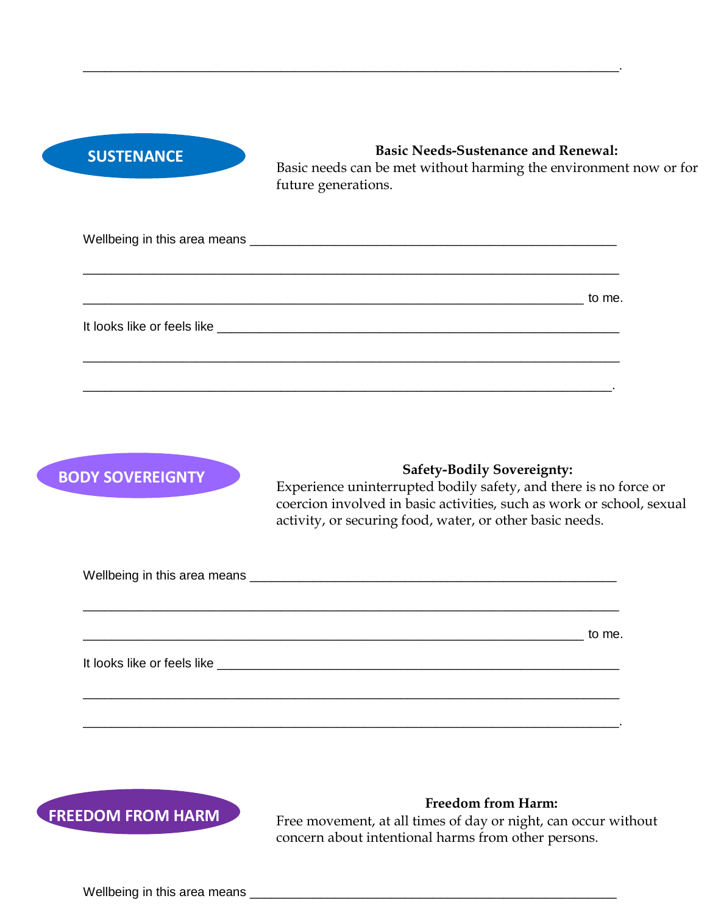______________________________________________________________________.

**SUSTENANCE**

**Basic Needs-Sustenance and Renewal:**
Basic needs can be met without harming the environment now or for future generations.

Wellbeing in this area means ________________________________________________

______________________________________________________________________

__________________________________________________________________ to me.

It looks like or feels like _____________________________________________________

______________________________________________________________________

_____________________________________________________________________.

**BODY SOVEREIGNTY**

**Safety-Bodily Sovereignty:**
Experience uninterrupted bodily safety, and there is no force or coercion involved in basic activities, such as work or school, sexual activity, or securing food, water, or other basic needs.

Wellbeing in this area means ________________________________________________

______________________________________________________________________

__________________________________________________________________ to me.

It looks like or feels like _____________________________________________________

______________________________________________________________________

______________________________________________________________________.

**FREEDOM FROM HARM**

**Freedom from Harm:**
Free movement, at all times of day or night, can occur without concern about intentional harms from other persons.

Wellbeing in this area means ________________________________________________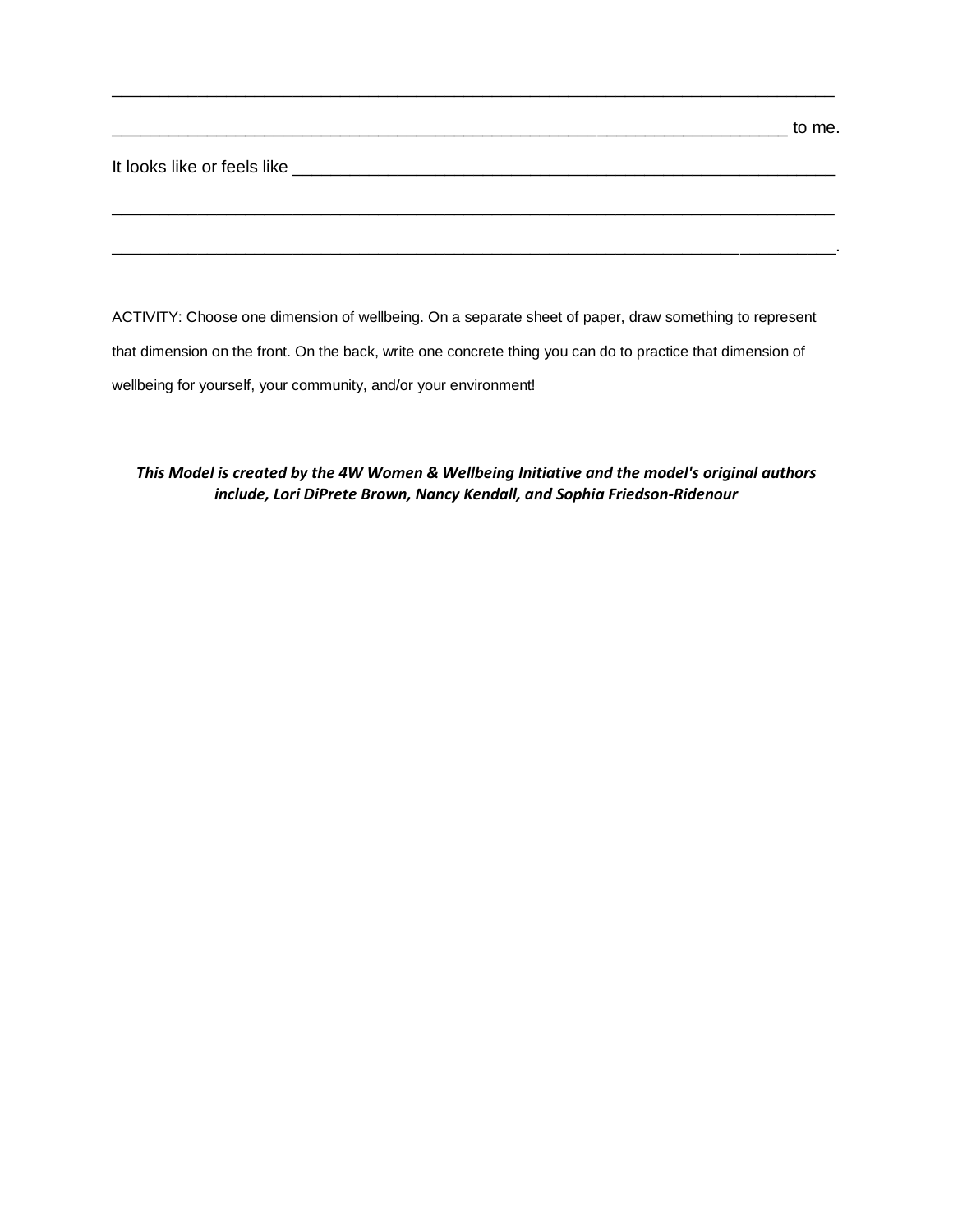______________________________________________________________________________

______________________________________________________________________ to me.

It looks like or feels like ____________________________________________________

______________________________________________________________________________

______________________________________________________________________________.

ACTIVITY: Choose one dimension of wellbeing. On a separate sheet of paper, draw something to represent that dimension on the front. On the back, write one concrete thing you can do to practice that dimension of wellbeing for yourself, your community, and/or your environment!

***This Model is created by the 4W Women & Wellbeing Initiative and the model's original authors include, Lori DiPrete Brown, Nancy Kendall, and Sophia Friedson-Ridenour***